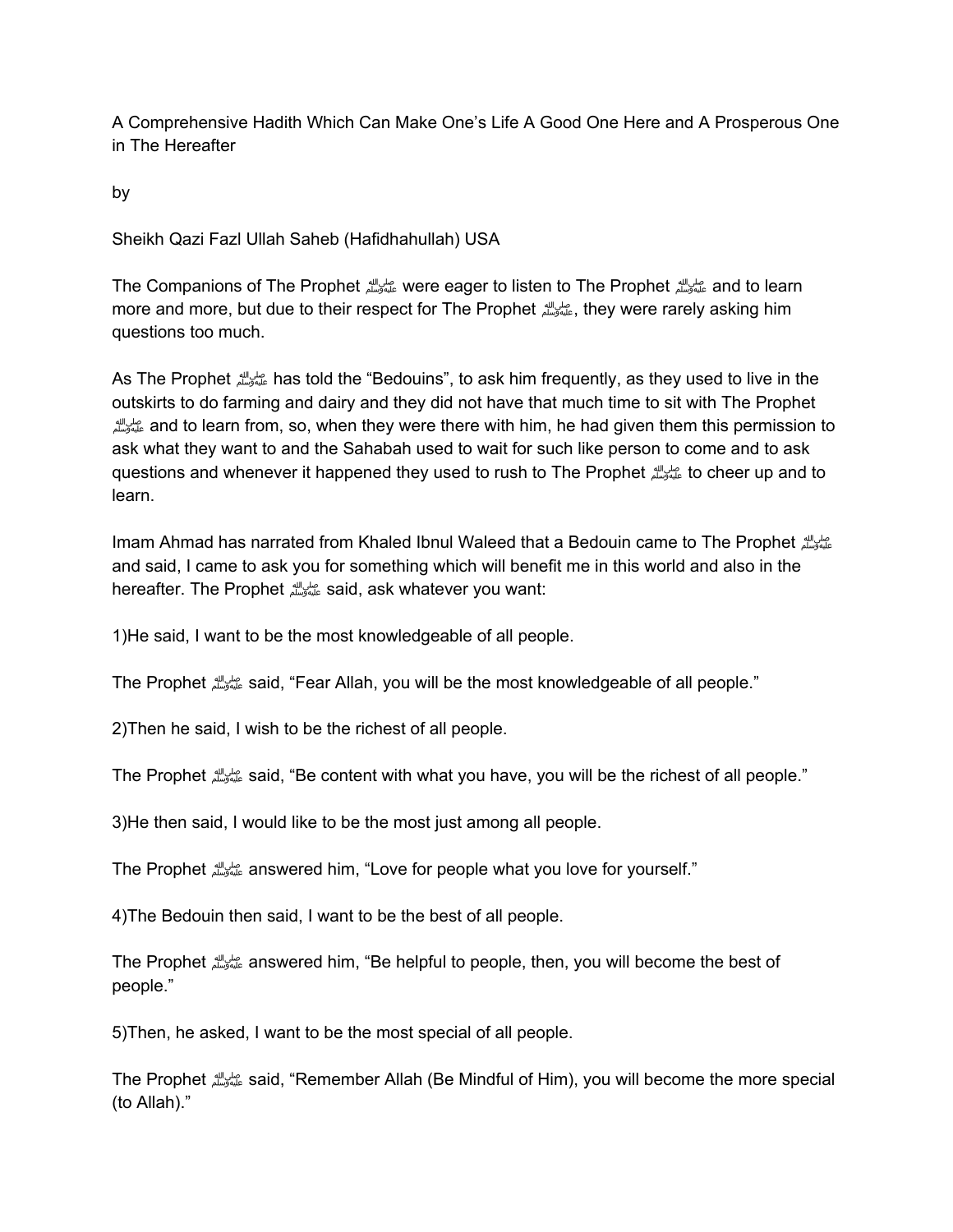# A Comprehensive Hadith Which Can Make One's Life A Good One Here and A Prosperous One in The Hereafter

by

Sheikh Qazi Fazl Ullah Saheb (Hafidhahullah) USA

The Companions of The Prophet ﷺ were eager to listen to The Prophet ﷺ and to learn more and more, but due to their respect for The Prophet ﷺ, they were rarely asking him questions too much.

As The Prophet ﷺ has told the "Bedouins", to ask him frequently, as they used to live in the outskirts to do farming and dairy and they did not have that much time to sit with The Prophet ﷺ and to learn from, so, when they were there with him, he had given them this permission to ask what they want to and the Sahabah used to wait for such like person to come and to ask questions and whenever it happened they used to rush to The Prophet ﷺ to cheer up and to learn.

Imam Ahmad has narrated from Khaled Ibnul Waleed that a Bedouin came to The Prophet ﷺ and said, I came to ask you for something which will benefit me in this world and also in the hereafter. The Prophet ﷺ said, ask whatever you want:

1)He said, I want to be the most knowledgeable of all people.

The Prophet ﷺ said, "Fear Allah, you will be the most knowledgeable of all people."

2)Then he said, I wish to be the richest of all people.

The Prophet ﷺ said, "Be content with what you have, you will be the richest of all people."

3)He then said, I would like to be the most just among all people.

The Prophet ﷺ answered him, "Love for people what you love for yourself."

4)The Bedouin then said, I want to be the best of all people.

The Prophet ﷺ answered him, "Be helpful to people, then, you will become the best of people."

5)Then, he asked, I want to be the most special of all people.

The Prophet ﷺ said, "Remember Allah (Be Mindful of Him), you will become the more special (to Allah)."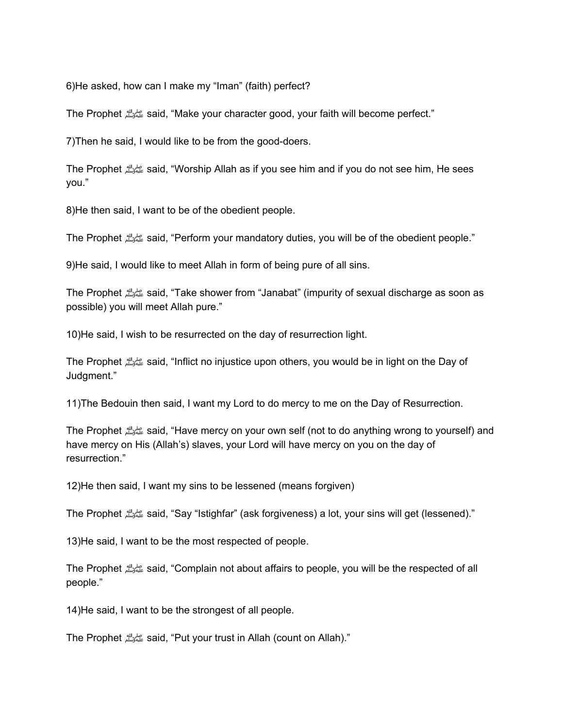6)He asked, how can I make my “Iman” (faith) perfect?

The Prophet ﷺ said, “Make your character good, your faith will become perfect.”

7)Then he said, I would like to be from the good-doers.

The Prophet ﷺ said, “Worship Allah as if you see him and if you do not see him, He sees you.”

8)He then said, I want to be of the obedient people.

The Prophet ﷺ said, “Perform your mandatory duties, you will be of the obedient people.”

9)He said, I would like to meet Allah in form of being pure of all sins.

The Prophet ﷺ said, “Take shower from “Janabat” (impurity of sexual discharge as soon as possible) you will meet Allah pure.”

10)He said, I wish to be resurrected on the day of resurrection light.

The Prophet ﷺ said, “Inflict no injustice upon others, you would be in light on the Day of Judgment.”

11)The Bedouin then said, I want my Lord to do mercy to me on the Day of Resurrection.

The Prophet ﷺ said, “Have mercy on your own self (not to do anything wrong to yourself) and have mercy on His (Allah’s) slaves, your Lord will have mercy on you on the day of resurrection.”

12)He then said, I want my sins to be lessened (means forgiven)

The Prophet ﷺ said, “Say “Istighfar” (ask forgiveness) a lot, your sins will get (lessened).”

13)He said, I want to be the most respected of people.

The Prophet ﷺ said, “Complain not about affairs to people, you will be the respected of all people.”

14)He said, I want to be the strongest of all people.

The Prophet ﷺ said, “Put your trust in Allah (count on Allah).”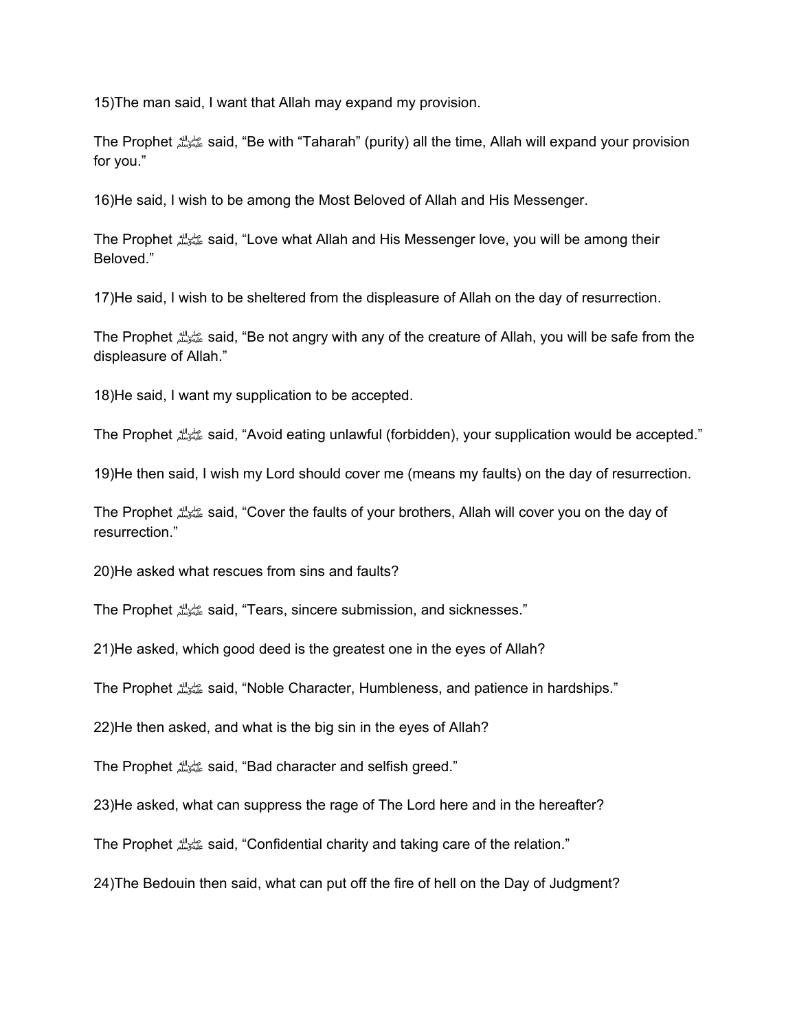15)The man said, I want that Allah may expand my provision.

The Prophet ﷺ said, “Be with “Taharah” (purity) all the time, Allah will expand your provision for you.”

16)He said, I wish to be among the Most Beloved of Allah and His Messenger.

The Prophet ﷺ said, “Love what Allah and His Messenger love, you will be among their Beloved.”

17)He said, I wish to be sheltered from the displeasure of Allah on the day of resurrection.

The Prophet ﷺ said, “Be not angry with any of the creature of Allah, you will be safe from the displeasure of Allah.”

18)He said, I want my supplication to be accepted.

The Prophet ﷺ said, “Avoid eating unlawful (forbidden), your supplication would be accepted.”

19)He then said, I wish my Lord should cover me (means my faults) on the day of resurrection.

The Prophet ﷺ said, “Cover the faults of your brothers, Allah will cover you on the day of resurrection.”

20)He asked what rescues from sins and faults?

The Prophet ﷺ said, “Tears, sincere submission, and sicknesses.”

21)He asked, which good deed is the greatest one in the eyes of Allah?

The Prophet ﷺ said, “Noble Character, Humbleness, and patience in hardships.”

22)He then asked, and what is the big sin in the eyes of Allah?

The Prophet ﷺ said, “Bad character and selfish greed.”

23)He asked, what can suppress the rage of The Lord here and in the hereafter?

The Prophet ﷺ said, “Confidential charity and taking care of the relation.”

24)The Bedouin then said, what can put off the fire of hell on the Day of Judgment?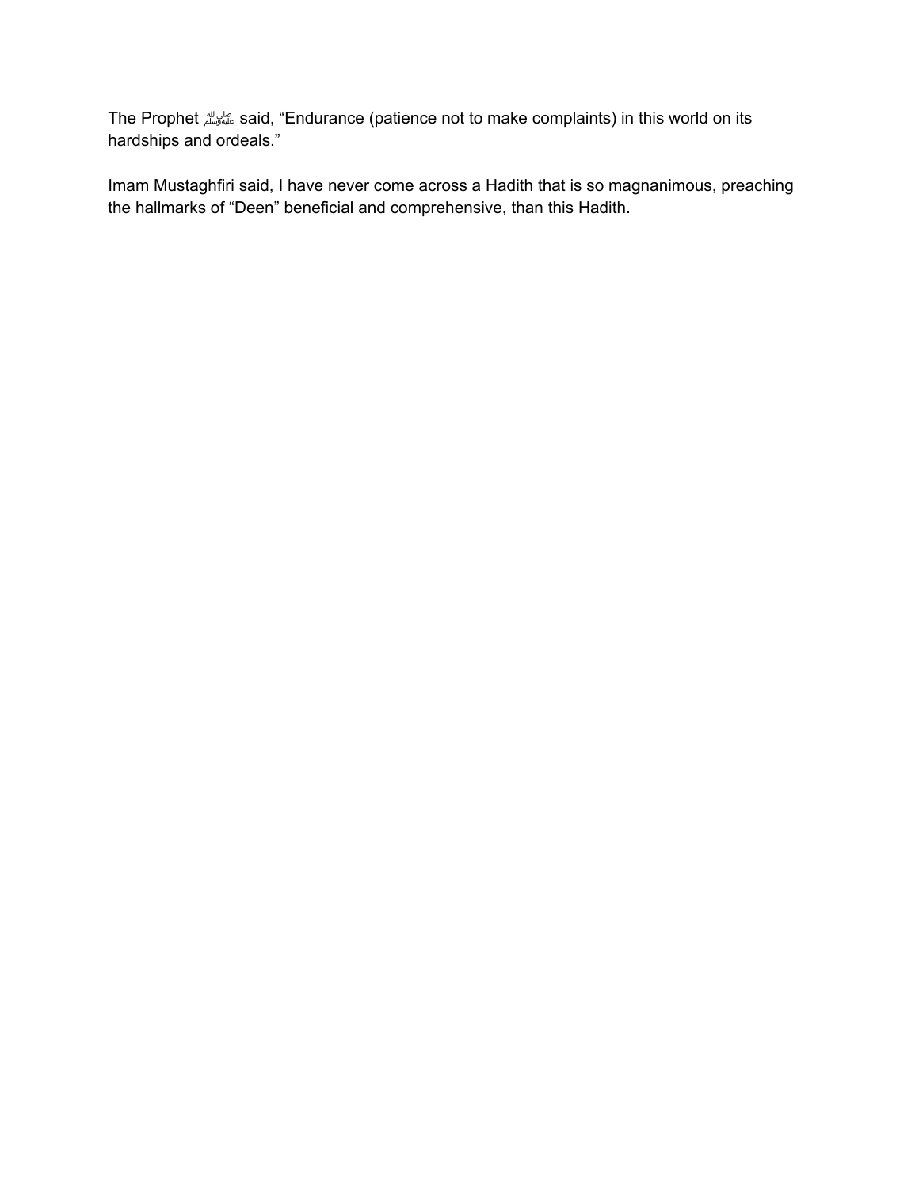The Prophet ﷺ said, “Endurance (patience not to make complaints) in this world on its hardships and ordeals.”

Imam Mustaghfiri said, I have never come across a Hadith that is so magnanimous, preaching the hallmarks of “Deen” beneficial and comprehensive, than this Hadith.